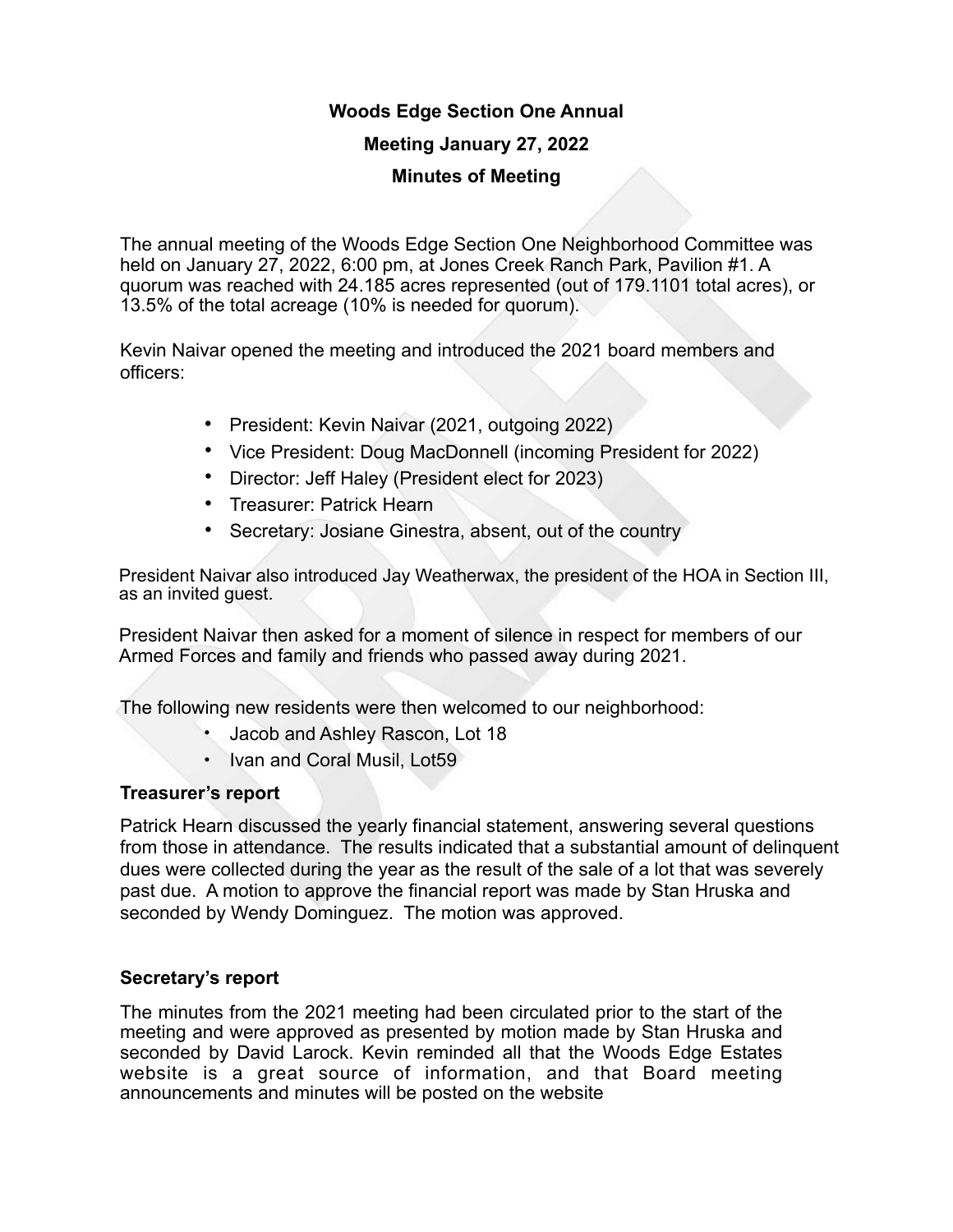# Woods Edge Section One Annual

## Meeting January 27, 2022

## Minutes of Meeting

The annual meeting of the Woods Edge Section One Neighborhood Committee was held on January 27, 2022, 6:00 pm, at Jones Creek Ranch Park, Pavilion #1. A quorum was reached with 24.185 acres represented (out of 179.1101 total acres), or 13.5% of the total acreage (10% is needed for quorum).

Kevin Naivar opened the meeting and introduced the 2021 board members and officers:

- President: Kevin Naivar (2021, outgoing 2022)
- Vice President: Doug MacDonnell (incoming President for 2022)
- Director: Jeff Haley (President elect for 2023)
- Treasurer: Patrick Hearn
- Secretary: Josiane Ginestra, absent, out of the country

President Naivar also introduced Jay Weatherwax, the president of the HOA in Section III, as an invited guest.

President Naivar then asked for a moment of silence in respect for members of our Armed Forces and family and friends who passed away during 2021.

The following new residents were then welcomed to our neighborhood:

- Jacob and Ashley Rascon, Lot 18
- Ivan and Coral Musil, Lot59

### Treasurer's report

Patrick Hearn discussed the yearly financial statement, answering several questions from those in attendance. The results indicated that a substantial amount of delinquent dues were collected during the year as the result of the sale of a lot that was severely past due. A motion to approve the financial report was made by Stan Hruska and seconded by Wendy Dominguez. The motion was approved.

### Secretary's report

The minutes from the 2021 meeting had been circulated prior to the start of the meeting and were approved as presented by motion made by Stan Hruska and seconded by David Larock. Kevin reminded all that the Woods Edge Estates website is a great source of information, and that Board meeting announcements and minutes will be posted on the website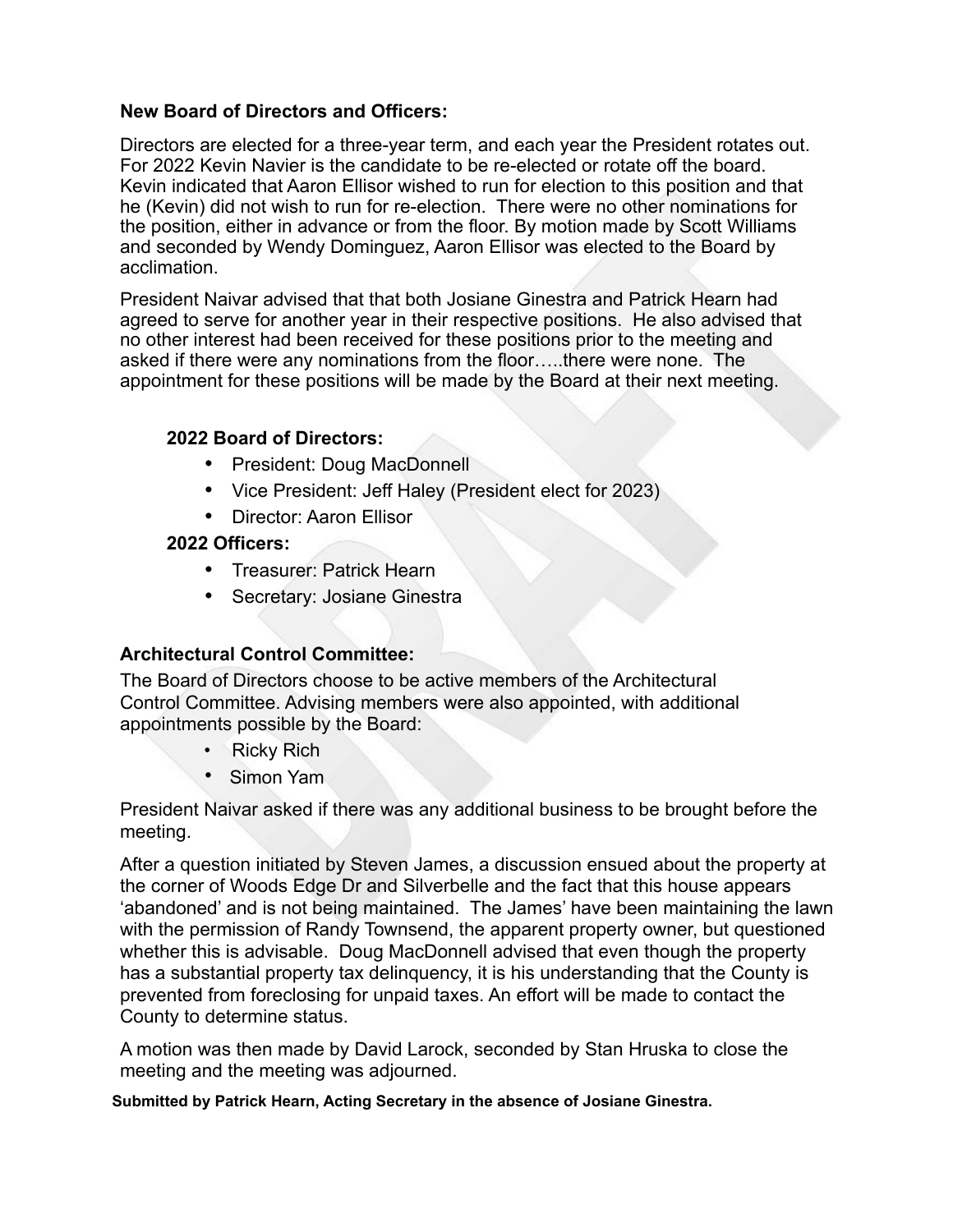**New Board of Directors and Officers:**

Directors are elected for a three-year term, and each year the President rotates out. For 2022 Kevin Navier is the candidate to be re-elected or rotate off the board. Kevin indicated that Aaron Ellisor wished to run for election to this position and that he (Kevin) did not wish to run for re-election. There were no other nominations for the position, either in advance or from the floor. By motion made by Scott Williams and seconded by Wendy Dominguez, Aaron Ellisor was elected to the Board by acclimation.

President Naivar advised that that both Josiane Ginestra and Patrick Hearn had agreed to serve for another year in their respective positions. He also advised that no other interest had been received for these positions prior to the meeting and asked if there were any nominations from the floor…..there were none. The appointment for these positions will be made by the Board at their next meeting.

**2022 Board of Directors:**

- President: Doug MacDonnell
- Vice President: Jeff Haley (President elect for 2023)
- Director: Aaron Ellisor

**2022 Officers:**

- Treasurer: Patrick Hearn
- Secretary: Josiane Ginestra

**Architectural Control Committee:**

The Board of Directors choose to be active members of the Architectural Control Committee. Advising members were also appointed, with additional appointments possible by the Board:

- Ricky Rich
- Simon Yam

President Naivar asked if there was any additional business to be brought before the meeting.

After a question initiated by Steven James, a discussion ensued about the property at the corner of Woods Edge Dr and Silverbelle and the fact that this house appears 'abandoned' and is not being maintained. The James' have been maintaining the lawn with the permission of Randy Townsend, the apparent property owner, but questioned whether this is advisable. Doug MacDonnell advised that even though the property has a substantial property tax delinquency, it is his understanding that the County is prevented from foreclosing for unpaid taxes. An effort will be made to contact the County to determine status.

A motion was then made by David Larock, seconded by Stan Hruska to close the meeting and the meeting was adjourned.

**Submitted by Patrick Hearn, Acting Secretary in the absence of Josiane Ginestra.**